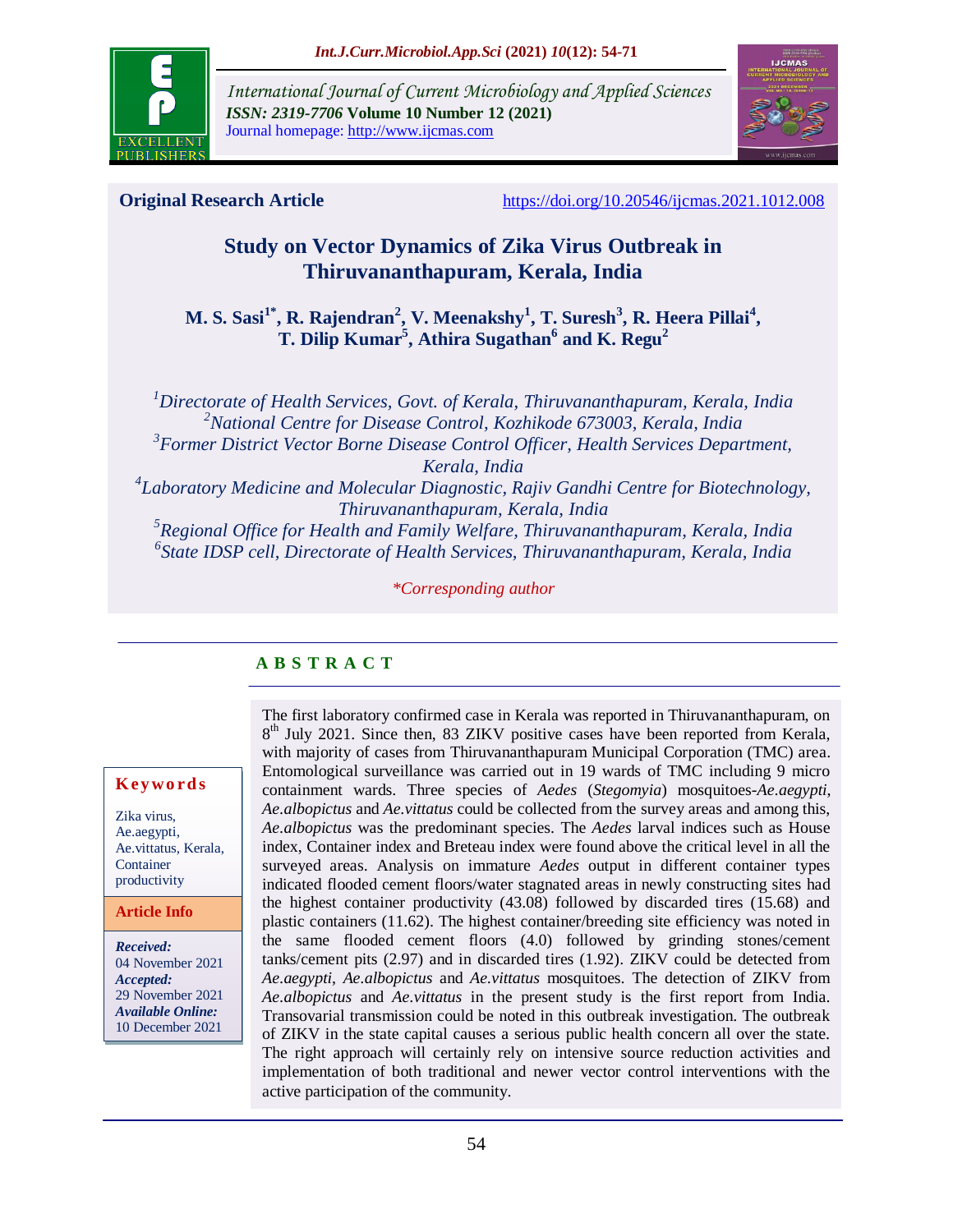**Original Research Article**

https://doi.org/10.20546/ijcmas.2021.1012.008

# Study on Vector Dynamics of Zika Virus Outbreak in Thiruvananthapuram, Kerala, India

**M. S. Sasi[1*], R. Rajendran[2], V. Meenakshy[1], T. Suresh[3], R. Heera Pillai[4], T. Dilip Kumar[5], Athira Sugathan[6] and K. Regu[2]**

*[1]Directorate of Health Services, Govt. of Kerala, Thiruvananthapuram, Kerala, India*
*[2]National Centre for Disease Control, Kozhikode 673003, Kerala, India*
*[3]Former District Vector Borne Disease Control Officer, Health Services Department, Kerala, India*
*[4]Laboratory Medicine and Molecular Diagnostic, Rajiv Gandhi Centre for Biotechnology, Thiruvananthapuram, Kerala, India*
*[5]Regional Office for Health and Family Welfare, Thiruvananthapuram, Kerala, India*
*[6]State IDSP cell, Directorate of Health Services, Thiruvananthapuram, Kerala, India*

*\*Corresponding author*

## ABSTRACT

The first laboratory confirmed case in Kerala was reported in Thiruvananthapuram, on 8th July 2021. Since then, 83 ZIKV positive cases have been reported from Kerala, with majority of cases from Thiruvananthapuram Municipal Corporation (TMC) area. Entomological surveillance was carried out in 19 wards of TMC including 9 micro containment wards. Three species of *Aedes* (*Stegomyia*) mosquitoes-*Ae.aegypti*, *Ae.albopictus* and *Ae.vittatus* could be collected from the survey areas and among this, *Ae.albopictus* was the predominant species. The *Aedes* larval indices such as House index, Container index and Breteau index were found above the critical level in all the surveyed areas. Analysis on immature *Aedes* output in different container types indicated flooded cement floors/water stagnated areas in newly constructing sites had the highest container productivity (43.08) followed by discarded tires (15.68) and plastic containers (11.62). The highest container/breeding site efficiency was noted in the same flooded cement floors (4.0) followed by grinding stones/cement tanks/cement pits (2.97) and in discarded tires (1.92). ZIKV could be detected from *Ae.aegypti*, *Ae.albopictus* and *Ae.vittatus* mosquitoes. The detection of ZIKV from *Ae.albopictus* and *Ae.vittatus* in the present study is the first report from India. Transovarial transmission could be noted in this outbreak investigation. The outbreak of ZIKV in the state capital causes a serious public health concern all over the state. The right approach will certainly rely on intensive source reduction activities and implementation of both traditional and newer vector control interventions with the active participation of the community.

**Keywords**

Zika virus, Ae.aegypti, Ae.vittatus, Kerala, Container productivity

**Article Info**

*Received:* 04 November 2021
*Accepted:* 29 November 2021
*Available Online:* 10 December 2021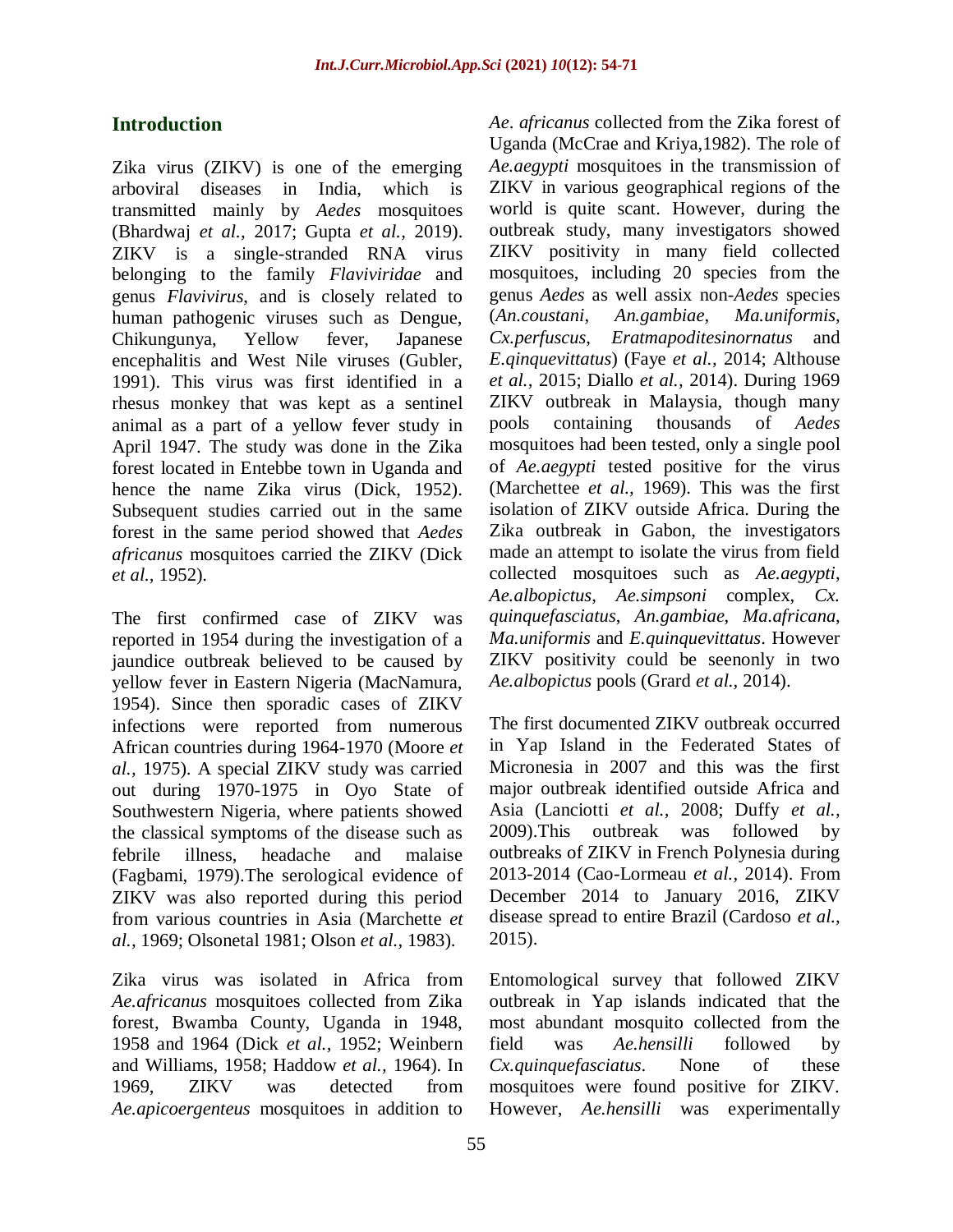## Introduction

Zika virus (ZIKV) is one of the emerging arboviral diseases in India, which is transmitted mainly by *Aedes* mosquitoes (Bhardwaj *et al.,* 2017; Gupta *et al.,* 2019). ZIKV is a single-stranded RNA virus belonging to the family *Flaviviridae* and genus *Flavivirus*, and is closely related to human pathogenic viruses such as Dengue, Chikungunya, Yellow fever, Japanese encephalitis and West Nile viruses (Gubler, 1991). This virus was first identified in a rhesus monkey that was kept as a sentinel animal as a part of a yellow fever study in April 1947. The study was done in the Zika forest located in Entebbe town in Uganda and hence the name Zika virus (Dick, 1952). Subsequent studies carried out in the same forest in the same period showed that *Aedes africanus* mosquitoes carried the ZIKV (Dick *et al.,* 1952).

The first confirmed case of ZIKV was reported in 1954 during the investigation of a jaundice outbreak believed to be caused by yellow fever in Eastern Nigeria (MacNamura, 1954). Since then sporadic cases of ZIKV infections were reported from numerous African countries during 1964-1970 (Moore *et al.,* 1975). A special ZIKV study was carried out during 1970-1975 in Oyo State of Southwestern Nigeria, where patients showed the classical symptoms of the disease such as febrile illness, headache and malaise (Fagbami, 1979).The serological evidence of ZIKV was also reported during this period from various countries in Asia (Marchette *et al.,* 1969; Olsonetal 1981; Olson *et al.,* 1983).

Zika virus was isolated in Africa from *Ae.africanus* mosquitoes collected from Zika forest, Bwamba County, Uganda in 1948, 1958 and 1964 (Dick *et al.,* 1952; Weinbern and Williams, 1958; Haddow *et al.,* 1964). In 1969, ZIKV was detected from *Ae.apicoergenteus* mosquitoes in addition to *Ae. africanus* collected from the Zika forest of Uganda (McCrae and Kriya,1982). The role of *Ae.aegypti* mosquitoes in the transmission of ZIKV in various geographical regions of the world is quite scant. However, during the outbreak study, many investigators showed ZIKV positivity in many field collected mosquitoes, including 20 species from the genus *Aedes* as well assix non-*Aedes* species (*An.coustani*, *An.gambiae*, *Ma.uniformis*, *Cx.perfuscus*, *Eratmapoditesinornatus* and *E.qinquevittatus*) (Faye *et al.,* 2014; Althouse *et al.,* 2015; Diallo *et al.,* 2014). During 1969 ZIKV outbreak in Malaysia, though many pools containing thousands of *Aedes* mosquitoes had been tested, only a single pool of *Ae.aegypti* tested positive for the virus (Marchette *et al.,* 1969). This was the first isolation of ZIKV outside Africa. During the Zika outbreak in Gabon, the investigators made an attempt to isolate the virus from field collected mosquitoes such as *Ae.aegypti*, *Ae.albopictus*, *Ae.simpsoni* complex, *Cx. quinquefasciatus*, *An.gambiae*, *Ma.africana*, *Ma.uniformis* and *E.quinquevittatus*. However ZIKV positivity could be seenonly in two *Ae.albopictus* pools (Grard *et al.,* 2014).

The first documented ZIKV outbreak occurred in Yap Island in the Federated States of Micronesia in 2007 and this was the first major outbreak identified outside Africa and Asia (Lanciotti *et al.,* 2008; Duffy *et al.,* 2009).This outbreak was followed by outbreaks of ZIKV in French Polynesia during 2013-2014 (Cao-Lormeau *et al.,* 2014). From December 2014 to January 2016, ZIKV disease spread to entire Brazil (Cardoso *et al.,* 2015).

Entomological survey that followed ZIKV outbreak in Yap islands indicated that the most abundant mosquito collected from the field was *Ae.hensilli* followed by *Cx.quinquefasciatus*. None of these mosquitoes were found positive for ZIKV. However, *Ae.hensilli* was experimentally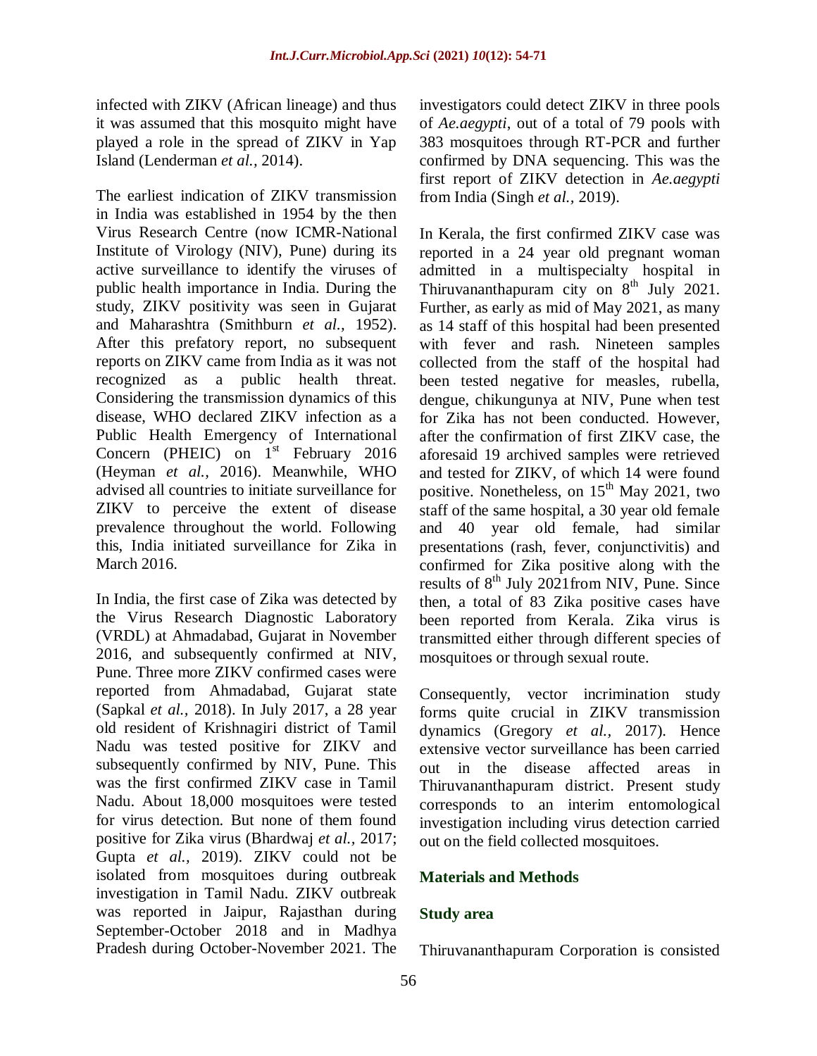infected with ZIKV (African lineage) and thus it was assumed that this mosquito might have played a role in the spread of ZIKV in Yap Island (Lenderman *et al.,* 2014).

The earliest indication of ZIKV transmission in India was established in 1954 by the then Virus Research Centre (now ICMR-National Institute of Virology (NIV), Pune) during its active surveillance to identify the viruses of public health importance in India. During the study, ZIKV positivity was seen in Gujarat and Maharashtra (Smithburn *et al.,* 1952). After this prefatory report, no subsequent reports on ZIKV came from India as it was not recognized as a public health threat. Considering the transmission dynamics of this disease, WHO declared ZIKV infection as a Public Health Emergency of International Concern (PHEIC) on 1st February 2016 (Heyman *et al.,* 2016). Meanwhile, WHO advised all countries to initiate surveillance for ZIKV to perceive the extent of disease prevalence throughout the world. Following this, India initiated surveillance for Zika in March 2016.

In India, the first case of Zika was detected by the Virus Research Diagnostic Laboratory (VRDL) at Ahmadabad, Gujarat in November 2016, and subsequently confirmed at NIV, Pune. Three more ZIKV confirmed cases were reported from Ahmadabad, Gujarat state (Sapkal *et al.,* 2018). In July 2017, a 28 year old resident of Krishnagiri district of Tamil Nadu was tested positive for ZIKV and subsequently confirmed by NIV, Pune. This was the first confirmed ZIKV case in Tamil Nadu. About 18,000 mosquitoes were tested for virus detection. But none of them found positive for Zika virus (Bhardwaj *et al.,* 2017; Gupta *et al.,* 2019). ZIKV could not be isolated from mosquitoes during outbreak investigation in Tamil Nadu. ZIKV outbreak was reported in Jaipur, Rajasthan during September-October 2018 and in Madhya Pradesh during October-November 2021. The investigators could detect ZIKV in three pools of *Ae.aegypti*, out of a total of 79 pools with 383 mosquitoes through RT-PCR and further confirmed by DNA sequencing. This was the first report of ZIKV detection in *Ae.aegypti* from India (Singh *et al.,* 2019).

In Kerala, the first confirmed ZIKV case was reported in a 24 year old pregnant woman admitted in a multispecialty hospital in Thiruvananthapuram city on 8th July 2021. Further, as early as mid of May 2021, as many as 14 staff of this hospital had been presented with fever and rash. Nineteen samples collected from the staff of the hospital had been tested negative for measles, rubella, dengue, chikungunya at NIV, Pune when test for Zika has not been conducted. However, after the confirmation of first ZIKV case, the aforesaid 19 archived samples were retrieved and tested for ZIKV, of which 14 were found positive. Nonetheless, on 15th May 2021, two staff of the same hospital, a 30 year old female and 40 year old female, had similar presentations (rash, fever, conjunctivitis) and confirmed for Zika positive along with the results of 8th July 2021from NIV, Pune. Since then, a total of 83 Zika positive cases have been reported from Kerala. Zika virus is transmitted either through different species of mosquitoes or through sexual route.

Consequently, vector incrimination study forms quite crucial in ZIKV transmission dynamics (Gregory *et al.,* 2017). Hence extensive vector surveillance has been carried out in the disease affected areas in Thiruvananthapuram district. Present study corresponds to an interim entomological investigation including virus detection carried out on the field collected mosquitoes.

## Materials and Methods

### Study area

Thiruvananthapuram Corporation is consisted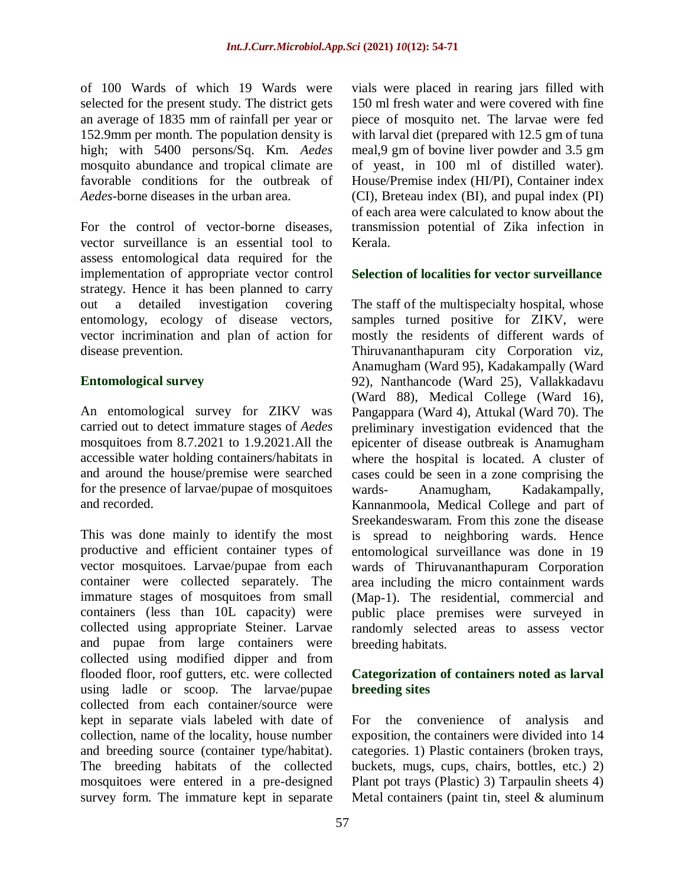of 100 Wards of which 19 Wards were selected for the present study. The district gets an average of 1835 mm of rainfall per year or 152.9mm per month. The population density is high; with 5400 persons/Sq. Km. *Aedes* mosquito abundance and tropical climate are favorable conditions for the outbreak of *Aedes*-borne diseases in the urban area.

For the control of vector-borne diseases, vector surveillance is an essential tool to assess entomological data required for the implementation of appropriate vector control strategy. Hence it has been planned to carry out a detailed investigation covering entomology, ecology of disease vectors, vector incrimination and plan of action for disease prevention.

### Entomological survey

An entomological survey for ZIKV was carried out to detect immature stages of *Aedes* mosquitoes from 8.7.2021 to 1.9.2021.All the accessible water holding containers/habitats in and around the house/premise were searched for the presence of larvae/pupae of mosquitoes and recorded.

This was done mainly to identify the most productive and efficient container types of vector mosquitoes. Larvae/pupae from each container were collected separately. The immature stages of mosquitoes from small containers (less than 10L capacity) were collected using appropriate Steiner. Larvae and pupae from large containers were collected using modified dipper and from flooded floor, roof gutters, etc. were collected using ladle or scoop. The larvae/pupae collected from each container/source were kept in separate vials labeled with date of collection, name of the locality, house number and breeding source (container type/habitat). The breeding habitats of the collected mosquitoes were entered in a pre-designed survey form. The immature kept in separate vials were placed in rearing jars filled with 150 ml fresh water and were covered with fine piece of mosquito net. The larvae were fed with larval diet (prepared with 12.5 gm of tuna meal,9 gm of bovine liver powder and 3.5 gm of yeast, in 100 ml of distilled water). House/Premise index (HI/PI), Container index (CI), Breteau index (BI), and pupal index (PI) of each area were calculated to know about the transmission potential of Zika infection in Kerala.

### Selection of localities for vector surveillance

The staff of the multispecialty hospital, whose samples turned positive for ZIKV, were mostly the residents of different wards of Thiruvananthapuram city Corporation viz, Anamugham (Ward 95), Kadakampally (Ward 92), Nanthancode (Ward 25), Vallakkadavu (Ward 88), Medical College (Ward 16), Pangappara (Ward 4), Attukal (Ward 70). The preliminary investigation evidenced that the epicenter of disease outbreak is Anamugham where the hospital is located. A cluster of cases could be seen in a zone comprising the wards- Anamugham, Kadakampally, Kannanmoola, Medical College and part of Sreekandeswaram. From this zone the disease is spread to neighboring wards. Hence entomological surveillance was done in 19 wards of Thiruvananthapuram Corporation area including the micro containment wards (Map-1). The residential, commercial and public place premises were surveyed in randomly selected areas to assess vector breeding habitats.

### Categorization of containers noted as larval breeding sites

For the convenience of analysis and exposition, the containers were divided into 14 categories. 1) Plastic containers (broken trays, buckets, mugs, cups, chairs, bottles, etc.) 2) Plant pot trays (Plastic) 3) Tarpaulin sheets 4) Metal containers (paint tin, steel & aluminum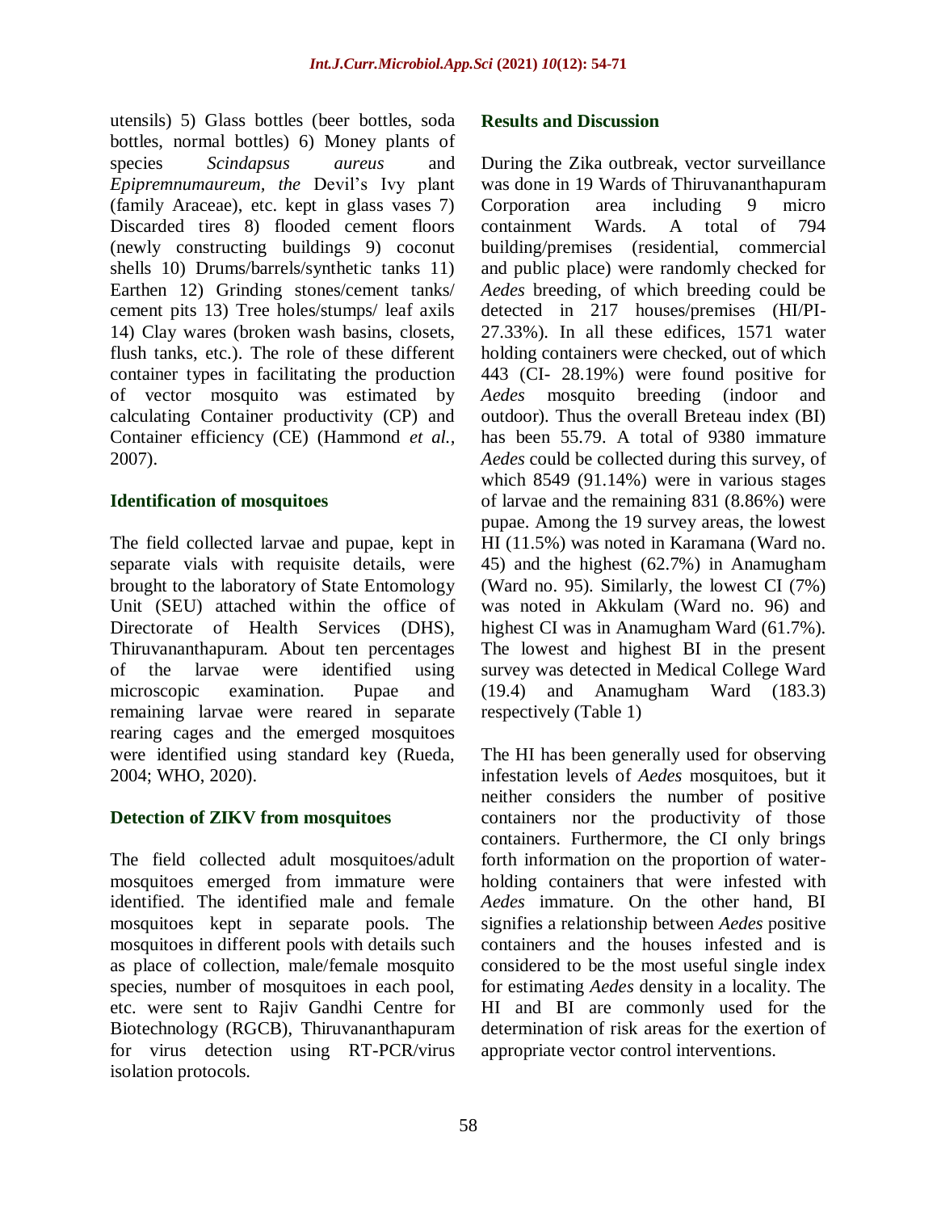utensils) 5) Glass bottles (beer bottles, soda bottles, normal bottles) 6) Money plants of species *Scindapsus aureus* and *Epipremnumaureum*, *the* Devil's Ivy plant (family Araceae), etc. kept in glass vases 7) Discarded tires 8) flooded cement floors (newly constructing buildings 9) coconut shells 10) Drums/barrels/synthetic tanks 11) Earthen 12) Grinding stones/cement tanks/ cement pits 13) Tree holes/stumps/ leaf axils 14) Clay wares (broken wash basins, closets, flush tanks, etc.). The role of these different container types in facilitating the production of vector mosquito was estimated by calculating Container productivity (CP) and Container efficiency (CE) (Hammond *et al.,* 2007).

### Identification of mosquitoes

The field collected larvae and pupae, kept in separate vials with requisite details, were brought to the laboratory of State Entomology Unit (SEU) attached within the office of Directorate of Health Services (DHS), Thiruvananthapuram. About ten percentages of the larvae were identified using microscopic examination. Pupae and remaining larvae were reared in separate rearing cages and the emerged mosquitoes were identified using standard key (Rueda, 2004; WHO, 2020).

### Detection of ZIKV from mosquitoes

The field collected adult mosquitoes/adult mosquitoes emerged from immature were identified. The identified male and female mosquitoes kept in separate pools. The mosquitoes in different pools with details such as place of collection, male/female mosquito species, number of mosquitoes in each pool, etc. were sent to Rajiv Gandhi Centre for Biotechnology (RGCB), Thiruvananthapuram for virus detection using RT-PCR/virus isolation protocols.

## Results and Discussion

During the Zika outbreak, vector surveillance was done in 19 Wards of Thiruvananthapuram Corporation area including 9 micro containment Wards. A total of 794 building/premises (residential, commercial and public place) were randomly checked for *Aedes* breeding, of which breeding could be detected in 217 houses/premises (HI/PI-27.33%). In all these edifices, 1571 water holding containers were checked, out of which 443 (CI- 28.19%) were found positive for *Aedes* mosquito breeding (indoor and outdoor). Thus the overall Breteau index (BI) has been 55.79. A total of 9380 immature *Aedes* could be collected during this survey, of which 8549 (91.14%) were in various stages of larvae and the remaining 831 (8.86%) were pupae. Among the 19 survey areas, the lowest HI (11.5%) was noted in Karamana (Ward no. 45) and the highest (62.7%) in Anamugham (Ward no. 95). Similarly, the lowest CI (7%) was noted in Akkulam (Ward no. 96) and highest CI was in Anamugham Ward (61.7%). The lowest and highest BI in the present survey was detected in Medical College Ward (19.4) and Anamugham Ward (183.3) respectively (Table 1)

The HI has been generally used for observing infestation levels of *Aedes* mosquitoes, but it neither considers the number of positive containers nor the productivity of those containers. Furthermore, the CI only brings forth information on the proportion of water-holding containers that were infested with *Aedes* immature. On the other hand, BI signifies a relationship between *Aedes* positive containers and the houses infested and is considered to be the most useful single index for estimating *Aedes* density in a locality. The HI and BI are commonly used for the determination of risk areas for the exertion of appropriate vector control interventions.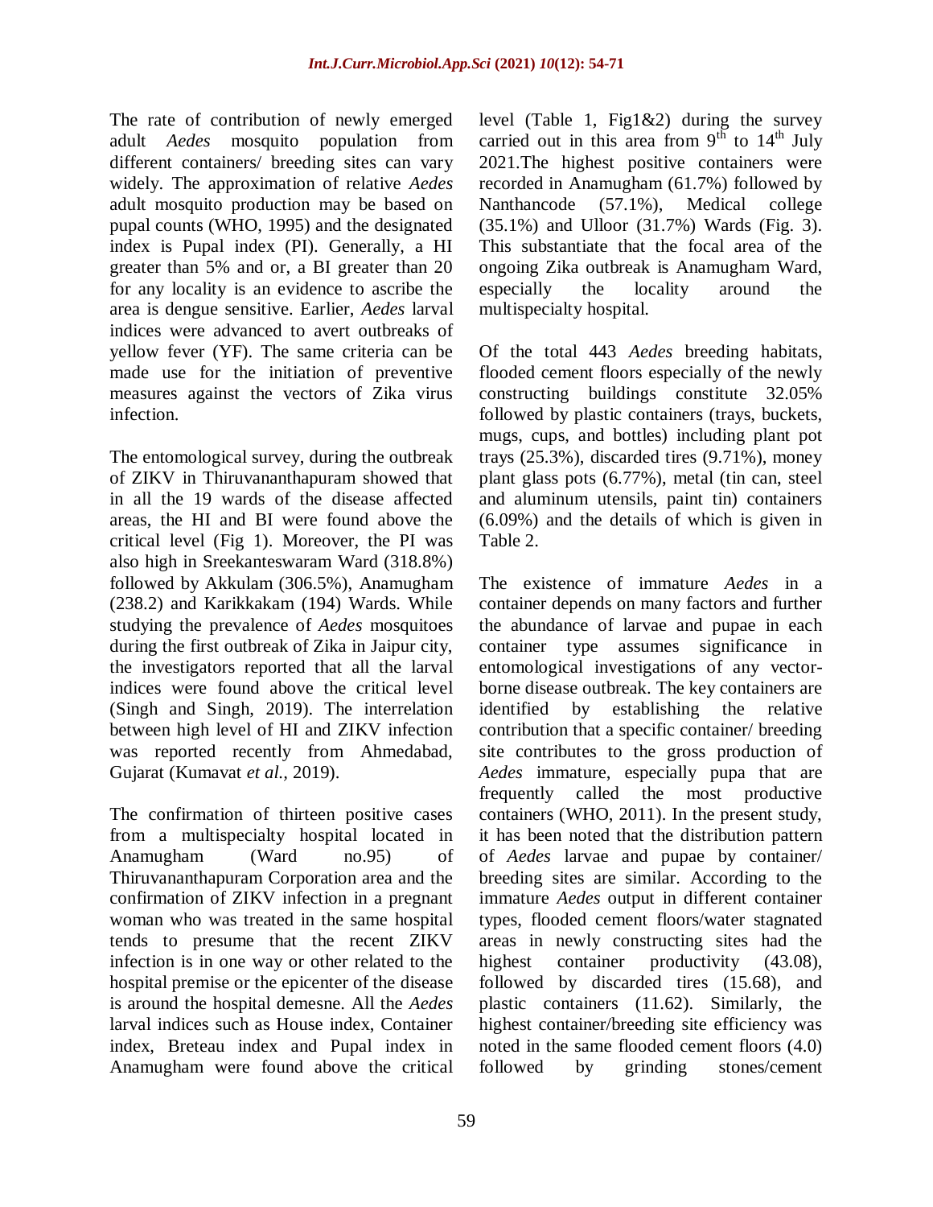The rate of contribution of newly emerged adult *Aedes* mosquito population from different containers/ breeding sites can vary widely. The approximation of relative *Aedes* adult mosquito production may be based on pupal counts (WHO, 1995) and the designated index is Pupal index (PI). Generally, a HI greater than 5% and or, a BI greater than 20 for any locality is an evidence to ascribe the area is dengue sensitive. Earlier, *Aedes* larval indices were advanced to avert outbreaks of yellow fever (YF). The same criteria can be made use for the initiation of preventive measures against the vectors of Zika virus infection.

The entomological survey, during the outbreak of ZIKV in Thiruvananthapuram showed that in all the 19 wards of the disease affected areas, the HI and BI were found above the critical level (Fig 1). Moreover, the PI was also high in Sreekanteswaram Ward (318.8%) followed by Akkulam (306.5%), Anamugham (238.2) and Karikkakam (194) Wards. While studying the prevalence of *Aedes* mosquitoes during the first outbreak of Zika in Jaipur city, the investigators reported that all the larval indices were found above the critical level (Singh and Singh, 2019). The interrelation between high level of HI and ZIKV infection was reported recently from Ahmedabad, Gujarat (Kumavat *et al.*, 2019).

The confirmation of thirteen positive cases from a multispecialty hospital located in Anamugham (Ward no.95) of Thiruvananthapuram Corporation area and the confirmation of ZIKV infection in a pregnant woman who was treated in the same hospital tends to presume that the recent ZIKV infection is in one way or other related to the hospital premise or the epicenter of the disease is around the hospital demesne. All the *Aedes* larval indices such as House index, Container index, Breteau index and Pupal index in Anamugham were found above the critical level (Table 1, Fig1&2) during the survey carried out in this area from 9th to 14th July 2021.The highest positive containers were recorded in Anamugham (61.7%) followed by Nanthancode (57.1%), Medical college (35.1%) and Ulloor (31.7%) Wards (Fig. 3). This substantiate that the focal area of the ongoing Zika outbreak is Anamugham Ward, especially the locality around the multispecialty hospital.

Of the total 443 *Aedes* breeding habitats, flooded cement floors especially of the newly constructing buildings constitute 32.05% followed by plastic containers (trays, buckets, mugs, cups, and bottles) including plant pot trays (25.3%), discarded tires (9.71%), money plant glass pots (6.77%), metal (tin can, steel and aluminum utensils, paint tin) containers (6.09%) and the details of which is given in Table 2.

The existence of immature *Aedes* in a container depends on many factors and further the abundance of larvae and pupae in each container type assumes significance in entomological investigations of any vector-borne disease outbreak. The key containers are identified by establishing the relative contribution that a specific container/ breeding site contributes to the gross production of *Aedes* immature, especially pupa that are frequently called the most productive containers (WHO, 2011). In the present study, it has been noted that the distribution pattern of *Aedes* larvae and pupae by container/ breeding sites are similar. According to the immature *Aedes* output in different container types, flooded cement floors/water stagnated areas in newly constructing sites had the highest container productivity (43.08), followed by discarded tires (15.68), and plastic containers (11.62). Similarly, the highest container/breeding site efficiency was noted in the same flooded cement floors (4.0) followed by grinding stones/cement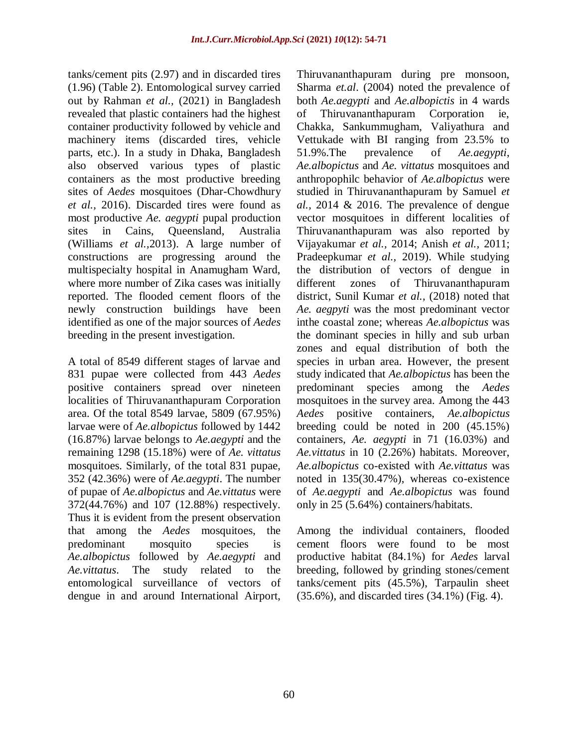tanks/cement pits (2.97) and in discarded tires (1.96) (Table 2). Entomological survey carried out by Rahman *et al.,* (2021) in Bangladesh revealed that plastic containers had the highest container productivity followed by vehicle and machinery items (discarded tires, vehicle parts, etc.). In a study in Dhaka, Bangladesh also observed various types of plastic containers as the most productive breeding sites of *Aedes* mosquitoes (Dhar-Chowdhury *et al.,* 2016). Discarded tires were found as most productive *Ae. aegypti* pupal production sites in Cains, Queensland, Australia (Williams *et al.,*2013). A large number of constructions are progressing around the multispecialty hospital in Anamugham Ward, where more number of Zika cases was initially reported. The flooded cement floors of the newly construction buildings have been identified as one of the major sources of *Aedes* breeding in the present investigation.

A total of 8549 different stages of larvae and 831 pupae were collected from 443 *Aedes* positive containers spread over nineteen localities of Thiruvananthapuram Corporation area. Of the total 8549 larvae, 5809 (67.95%) larvae were of *Ae.albopictus* followed by 1442 (16.87%) larvae belongs to *Ae.aegypti* and the remaining 1298 (15.18%) were of *Ae. vittatus* mosquitoes. Similarly, of the total 831 pupae, 352 (42.36%) were of *Ae.aegypti*. The number of pupae of *Ae.albopictus* and *Ae.vittatus* were 372(44.76%) and 107 (12.88%) respectively. Thus it is evident from the present observation that among the *Aedes* mosquitoes, the predominant mosquito species is *Ae.albopictus* followed by *Ae.aegypti* and *Ae.vittatus*. The study related to the entomological surveillance of vectors of dengue in and around International Airport, Thiruvananthapuram during pre monsoon, Sharma *et.al*. (2004) noted the prevalence of both *Ae.aegypti* and *Ae.albopictis* in 4 wards of Thiruvananthapuram Corporation ie, Chakka, Sankummugham, Valiyathura and Vettukade with BI ranging from 23.5% to 51.9%.The prevalence of *Ae.aegypti*, *Ae.albopictus* and *Ae. vittatus* mosquitoes and anthropophilc behavior of *Ae.albopictus* were studied in Thiruvananthapuram by Samuel *et al.,* 2014 & 2016. The prevalence of dengue vector mosquitoes in different localities of Thiruvananthapuram was also reported by Vijayakumar *et al.,* 2014; Anish *et al.,* 2011; Pradeepkumar *et al.,* 2019). While studying the distribution of vectors of dengue in different zones of Thiruvananthapuram district, Sunil Kumar *et al.,* (2018) noted that *Ae. aegpyti* was the most predominant vector inthe coastal zone; whereas *Ae.albopictus* was the dominant species in hilly and sub urban zones and equal distribution of both the species in urban area. However, the present study indicated that *Ae.albopictus* has been the predominant species among the *Aedes* mosquitoes in the survey area. Among the 443 *Aedes* positive containers, *Ae.albopictus* breeding could be noted in 200 (45.15%) containers, *Ae. aegypti* in 71 (16.03%) and *Ae.vittatus* in 10 (2.26%) habitats. Moreover, *Ae.albopictus* co-existed with *Ae.vittatus* was noted in 135(30.47%), whereas co-existence of *Ae.aegypti* and *Ae.albopictus* was found only in 25 (5.64%) containers/habitats.

Among the individual containers, flooded cement floors were found to be most productive habitat (84.1%) for *Aedes* larval breeding, followed by grinding stones/cement tanks/cement pits (45.5%), Tarpaulin sheet (35.6%), and discarded tires (34.1%) (Fig. 4).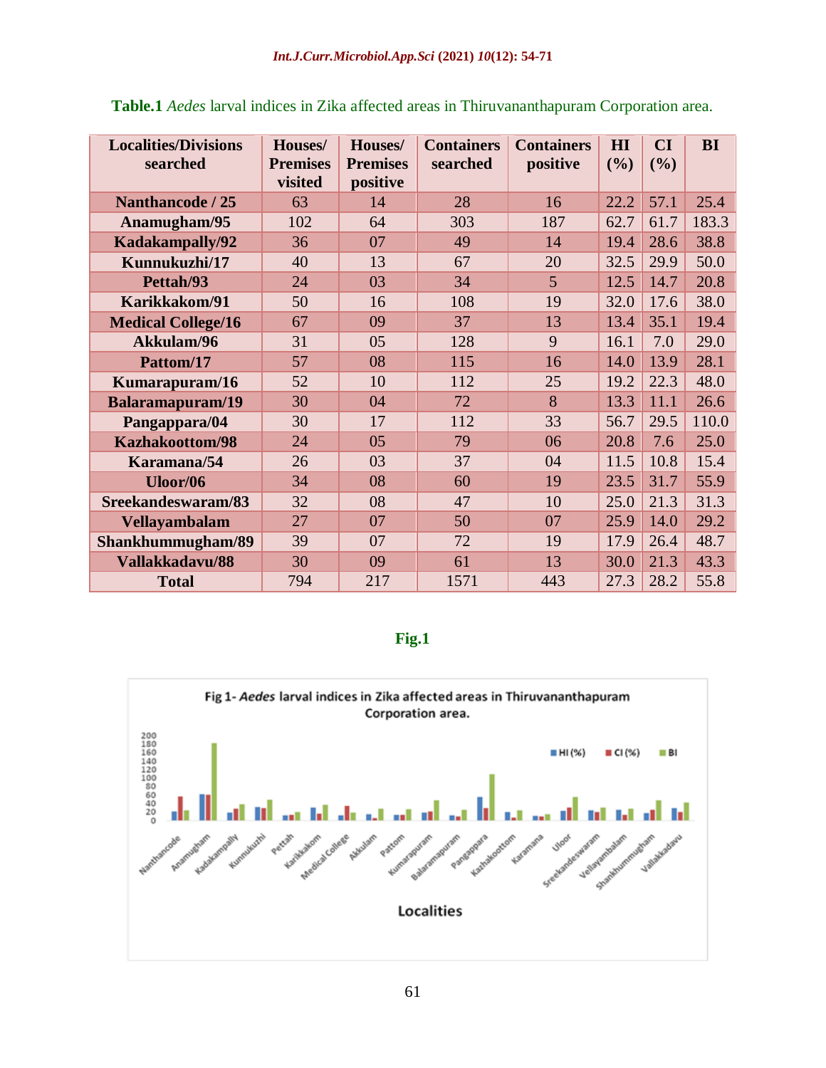**Table.1** *Aedes* larval indices in Zika affected areas in Thiruvananthapuram Corporation area.

| Localities/Divisions searched | Houses/ Premises visited | Houses/ Premises positive | Containers searched | Containers positive | HI (%) | CI (%) | BI |
|---|---|---|---|---|---|---|---|
| **Nanthancode / 25** | 63 | 14 | 28 | 16 | 22.2 | 57.1 | 25.4 |
| **Anamugham/95** | 102 | 64 | 303 | 187 | 62.7 | 61.7 | 183.3 |
| **Kadakampally/92** | 36 | 07 | 49 | 14 | 19.4 | 28.6 | 38.8 |
| **Kunnukuzhi/17** | 40 | 13 | 67 | 20 | 32.5 | 29.9 | 50.0 |
| **Pettah/93** | 24 | 03 | 34 | 5 | 12.5 | 14.7 | 20.8 |
| **Karikkakom/91** | 50 | 16 | 108 | 19 | 32.0 | 17.6 | 38.0 |
| **Medical College/16** | 67 | 09 | 37 | 13 | 13.4 | 35.1 | 19.4 |
| **Akkulam/96** | 31 | 05 | 128 | 9 | 16.1 | 7.0 | 29.0 |
| **Pattom/17** | 57 | 08 | 115 | 16 | 14.0 | 13.9 | 28.1 |
| **Kumarapuram/16** | 52 | 10 | 112 | 25 | 19.2 | 22.3 | 48.0 |
| **Balaramapuram/19** | 30 | 04 | 72 | 8 | 13.3 | 11.1 | 26.6 |
| **Pangappara/04** | 30 | 17 | 112 | 33 | 56.7 | 29.5 | 110.0 |
| **Kazhakoottom/98** | 24 | 05 | 79 | 06 | 20.8 | 7.6 | 25.0 |
| **Karamana/54** | 26 | 03 | 37 | 04 | 11.5 | 10.8 | 15.4 |
| **Uloor/06** | 34 | 08 | 60 | 19 | 23.5 | 31.7 | 55.9 |
| **Sreekandeswaram/83** | 32 | 08 | 47 | 10 | 25.0 | 21.3 | 31.3 |
| **Vellayambalam** | 27 | 07 | 50 | 07 | 25.9 | 14.0 | 29.2 |
| **Shankhummugham/89** | 39 | 07 | 72 | 19 | 17.9 | 26.4 | 48.7 |
| **Vallakkadavu/88** | 30 | 09 | 61 | 13 | 30.0 | 21.3 | 43.3 |
| **Total** | 794 | 217 | 1571 | 443 | 27.3 | 28.2 | 55.8 |

**Fig.1**

Fig 1- *Aedes* larval indices in Zika affected areas in Thiruvananthapuram Corporation area.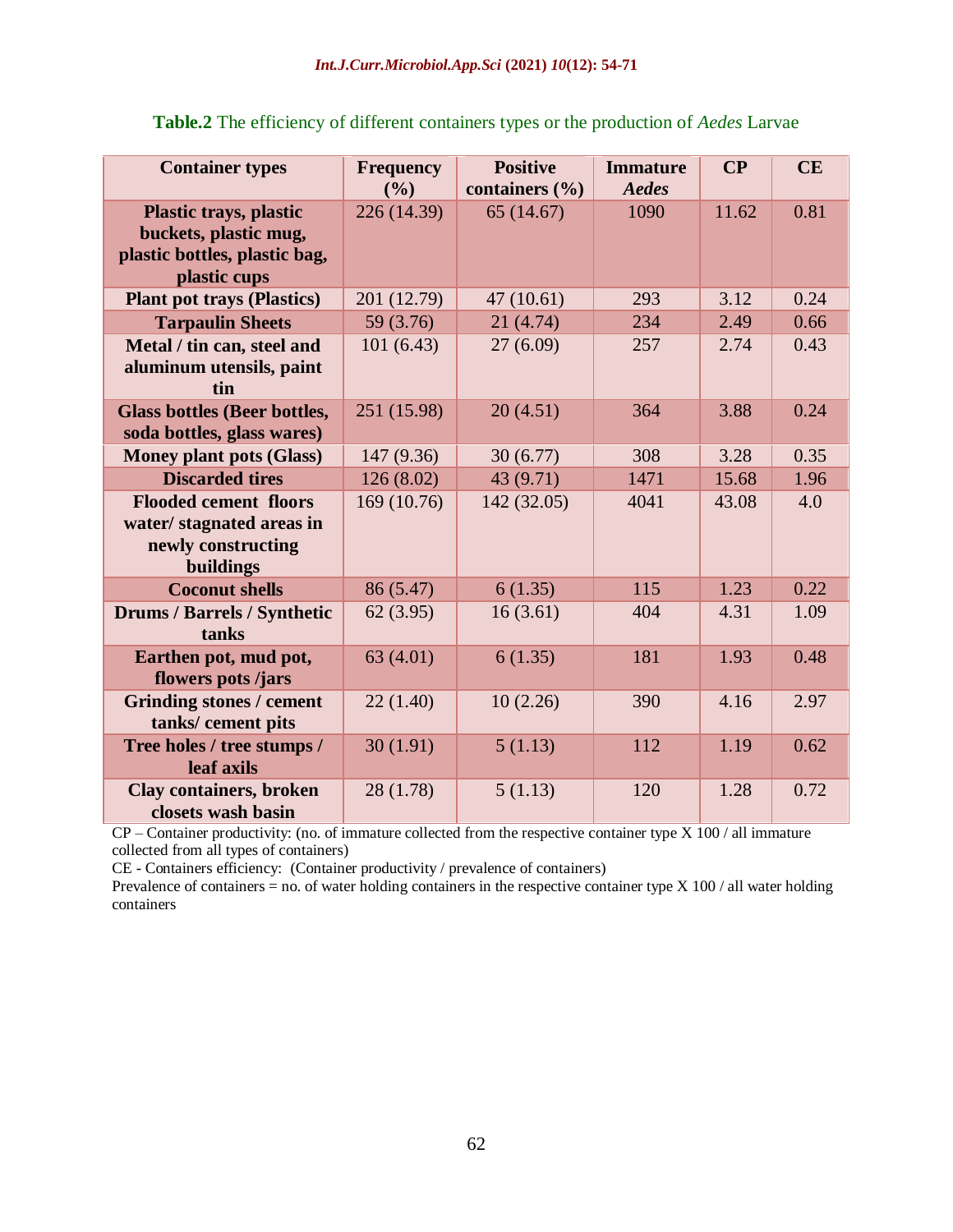**Table.2** The efficiency of different containers types or the production of *Aedes* Larvae

| Container types | Frequency (%) | Positive containers (%) | Immature *Aedes* | CP | CE |
|---|---|---|---|---|---|
| **Plastic trays, plastic buckets, plastic mug, plastic bottles, plastic bag, plastic cups** | 226 (14.39) | 65 (14.67) | 1090 | 11.62 | 0.81 |
| **Plant pot trays (Plastics)** | 201 (12.79) | 47 (10.61) | 293 | 3.12 | 0.24 |
| **Tarpaulin Sheets** | 59 (3.76) | 21 (4.74) | 234 | 2.49 | 0.66 |
| **Metal / tin can, steel and aluminum utensils, paint tin** | 101 (6.43) | 27 (6.09) | 257 | 2.74 | 0.43 |
| **Glass bottles (Beer bottles, soda bottles, glass wares)** | 251 (15.98) | 20 (4.51) | 364 | 3.88 | 0.24 |
| **Money plant pots (Glass)** | 147 (9.36) | 30 (6.77) | 308 | 3.28 | 0.35 |
| **Discarded tires** | 126 (8.02) | 43 (9.71) | 1471 | 15.68 | 1.96 |
| **Flooded cement floors water/ stagnated areas in newly constructing buildings** | 169 (10.76) | 142 (32.05) | 4041 | 43.08 | 4.0 |
| **Coconut shells** | 86 (5.47) | 6 (1.35) | 115 | 1.23 | 0.22 |
| **Drums / Barrels / Synthetic tanks** | 62 (3.95) | 16 (3.61) | 404 | 4.31 | 1.09 |
| **Earthen pot, mud pot, flowers pots /jars** | 63 (4.01) | 6 (1.35) | 181 | 1.93 | 0.48 |
| **Grinding stones / cement tanks/ cement pits** | 22 (1.40) | 10 (2.26) | 390 | 4.16 | 2.97 |
| **Tree holes / tree stumps / leaf axils** | 30 (1.91) | 5 (1.13) | 112 | 1.19 | 0.62 |
| **Clay containers, broken closets wash basin** | 28 (1.78) | 5 (1.13) | 120 | 1.28 | 0.72 |

CP – Container productivity: (no. of immature collected from the respective container type X 100 / all immature collected from all types of containers)

CE - Containers efficiency: (Container productivity / prevalence of containers)

Prevalence of containers = no. of water holding containers in the respective container type X 100 / all water holding containers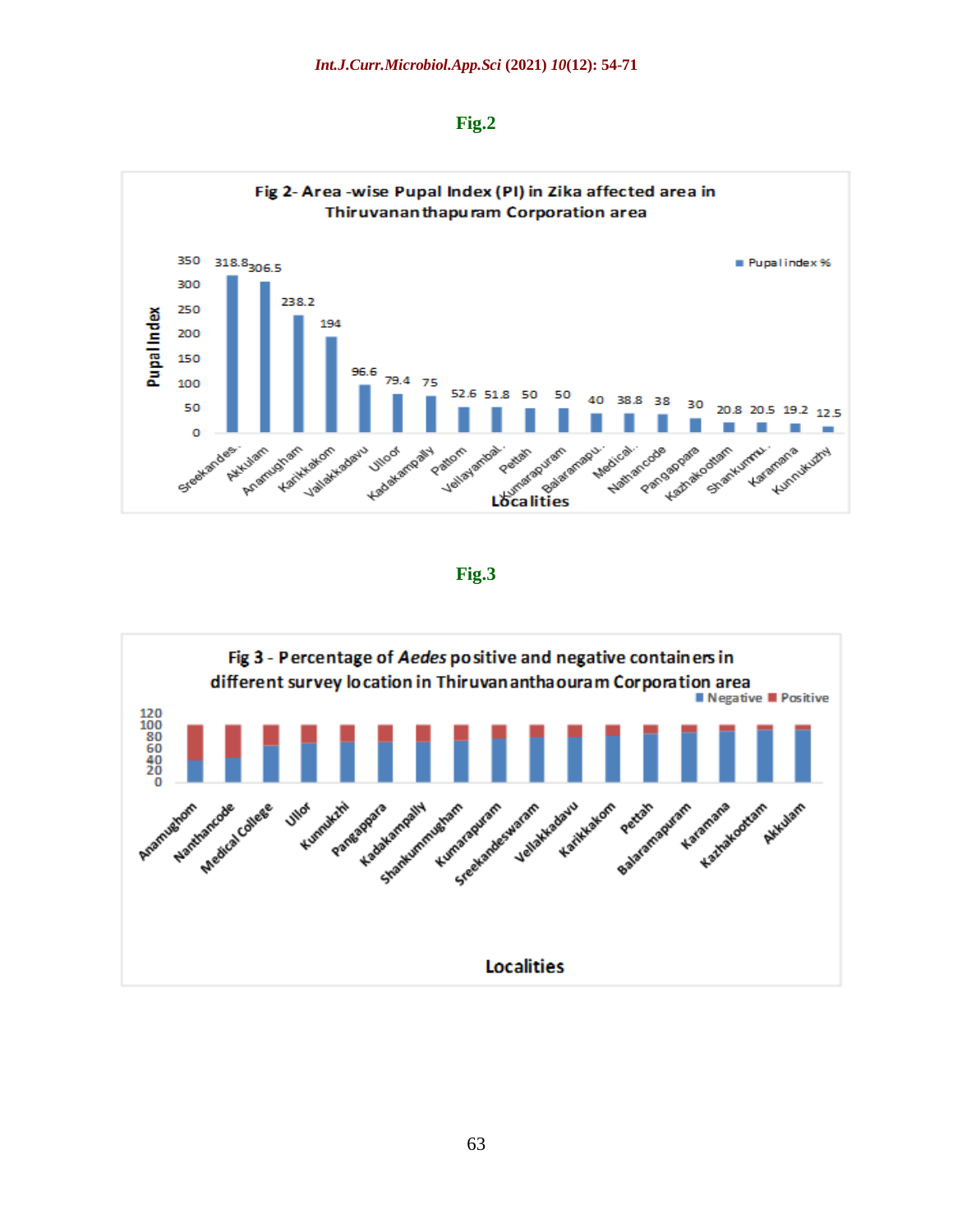**Fig.2**

Fig 2- Area -wise Pupal Index (PI) in Zika affected area in Thiruvananthapuram Corporation area

| Localities | Pupal index % |
|---|---|
| Sreekandes.. | 318.8 |
| Akkulam | 306.5 |
| Anamugham | 238.2 |
| Karikkakom | 194 |
| Vallakkadavu | 96.6 |
| Ulloor | 79.4 |
| Kadakampally | 75 |
| Pattom | 52.6 |
| Vellayambal.. | 51.8 |
| Pettah | 50 |
| Kumarapuram | 50 |
| Balaramapu.. | 40 |
| Medical.. | 38.8 |
| Nathancode | 38 |
| Pangappara | 30 |
| Kazhakoottam | 20.8 |
| Shankummu.. | 20.5 |
| Karamana | 19.2 |
| Kunnukuzhy | 12.5 |

**Fig.3**

Fig 3 - Percentage of *Aedes* positive and negative containers in different survey location in Thiruvananthaouram Corporation area

Localities: Anamughom, Nanthancode, Medical College, Ullor, Kunnukzhi, Pangappara, Kadakampally, Shankummugham, Kumarapuram, Sreekandeswaram, Vellakkadavu, Karikkakom, Pettah, Balaramapuram, Karamana, Kazhakoottam, Akkulam

Legend: Negative, Positive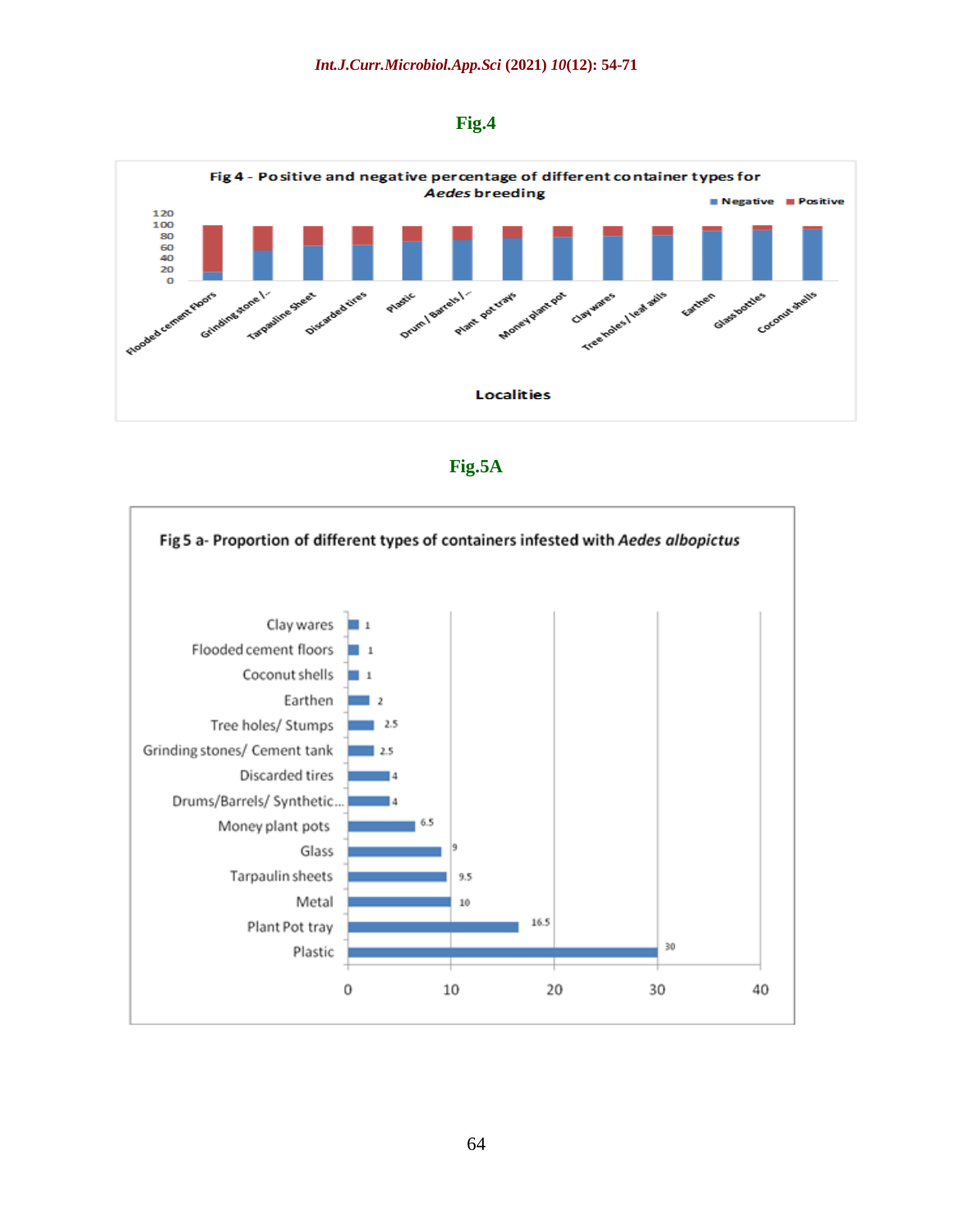**Fig.4**

Fig 4 - Positive and negative percentage of different container types for *Aedes* breeding

Negative | Positive

Flooded cement Floors, Grinding stone /..., Tarpauline Sheet, Discarded tires, Plastic, Drum / Barrels /..., Plant pot trays, Money plant pot, Clay wares, Tree holes / leaf axils, Earthen, Glass bottles, Coconut shells

Localities

**Fig.5A**

Fig 5 a- Proportion of different types of containers infested with *Aedes albopictus*

| Container type | Proportion |
|---|---|
| Clay wares | 1 |
| Flooded cement floors | 1 |
| Coconut shells | 1 |
| Earthen | 2 |
| Tree holes/ Stumps | 2.5 |
| Grinding stones/ Cement tank | 2.5 |
| Discarded tires | 4 |
| Drums/Barrels/ Synthetic... | 4 |
| Money plant pots | 6.5 |
| Glass | 9 |
| Tarpaulin sheets | 9.5 |
| Metal | 10 |
| Plant Pot tray | 16.5 |
| Plastic | 30 |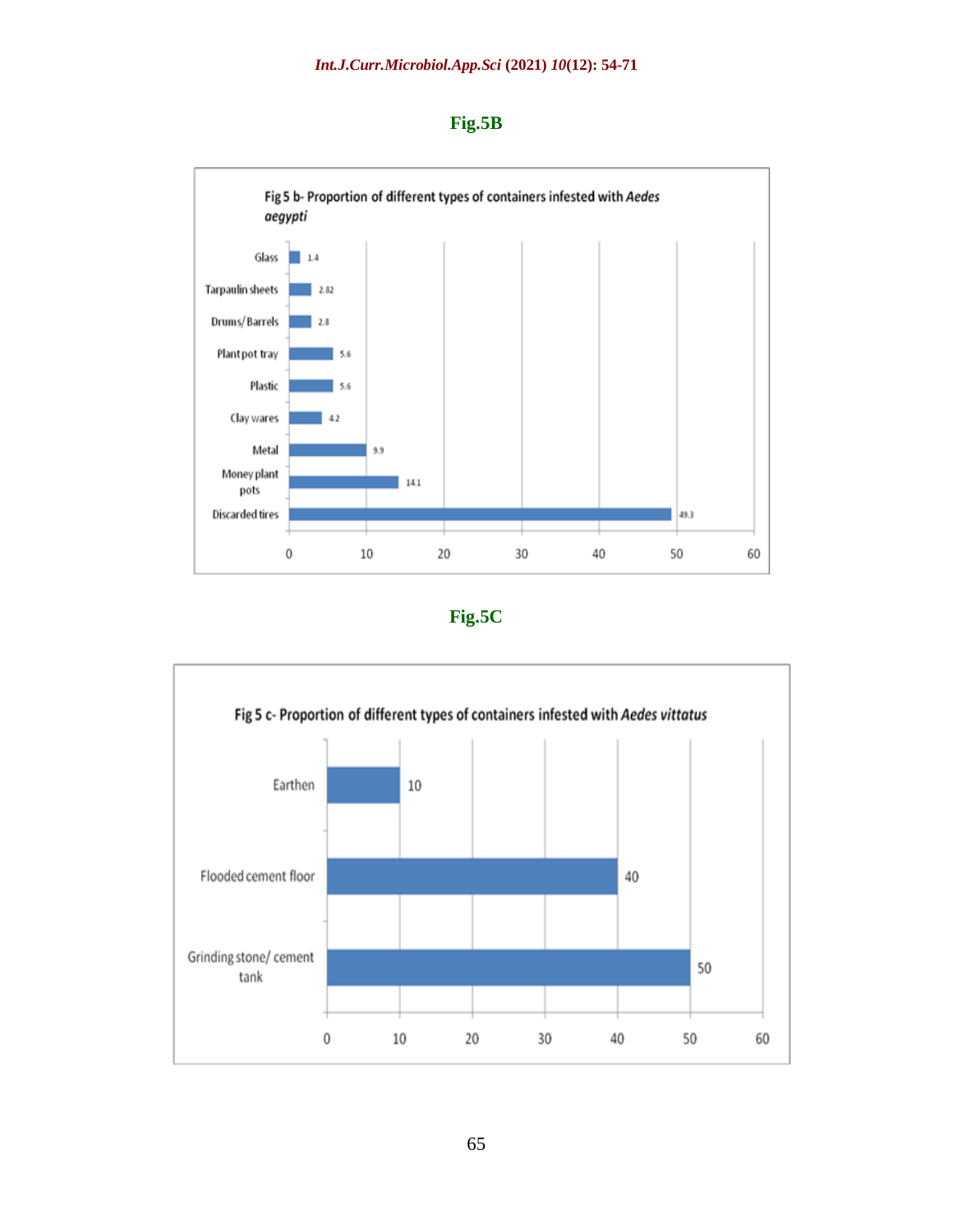**Fig.5B**

Fig 5 b- Proportion of different types of containers infested with *Aedes aegypti*

| Container type | Proportion |
|---|---|
| Glass | 1.4 |
| Tarpaulin sheets | 2.82 |
| Drums/ Barrels | 2.8 |
| Plant pot tray | 5.6 |
| Plastic | 5.6 |
| Clay wares | 4.2 |
| Metal | 9.9 |
| Money plant pots | 14.1 |
| Discarded tires | 49.3 |

**Fig.5C**

Fig 5 c- Proportion of different types of containers infested with *Aedes vittatus*

| Container type | Proportion |
|---|---|
| Earthen | 10 |
| Flooded cement floor | 40 |
| Grinding stone/ cement tank | 50 |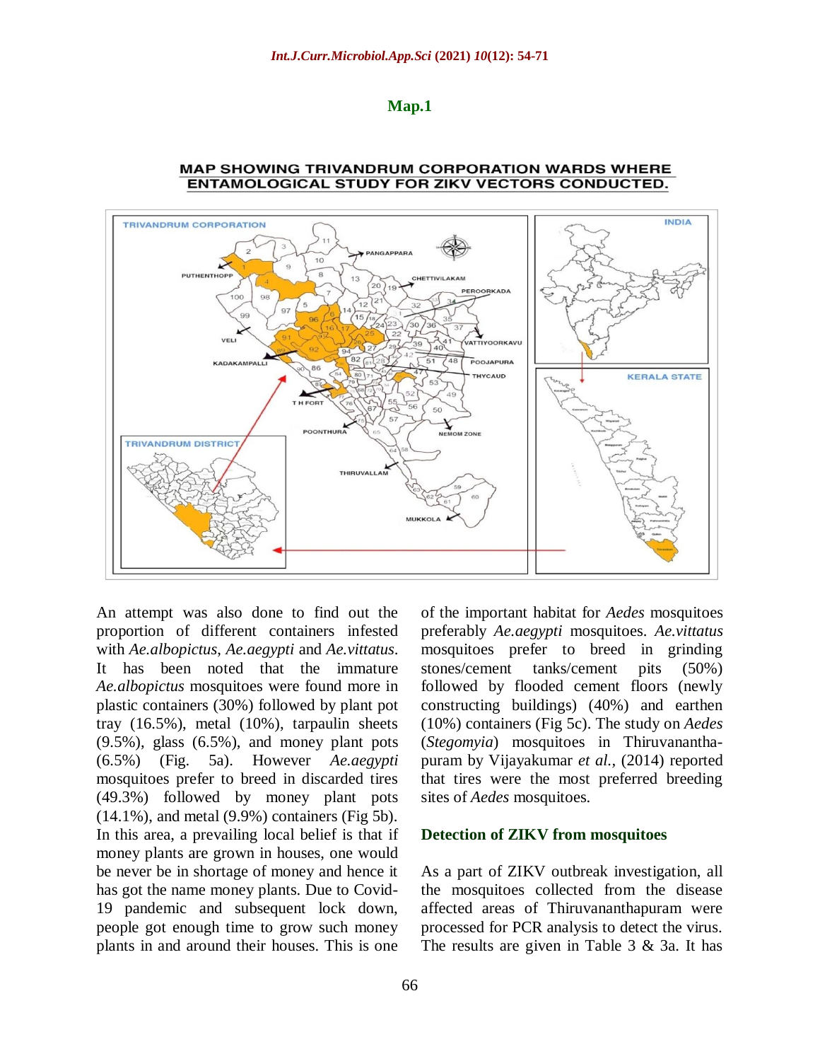**Map.1**

An attempt was also done to find out the proportion of different containers infested with *Ae.albopictus*, *Ae.aegypti* and *Ae.vittatus*. It has been noted that the immature *Ae.albopictus* mosquitoes were found more in plastic containers (30%) followed by plant pot tray (16.5%), metal (10%), tarpaulin sheets (9.5%), glass (6.5%), and money plant pots (6.5%) (Fig. 5a). However *Ae.aegypti* mosquitoes prefer to breed in discarded tires (49.3%) followed by money plant pots (14.1%), and metal (9.9%) containers (Fig 5b). In this area, a prevailing local belief is that if money plants are grown in houses, one would be never be in shortage of money and hence it has got the name money plants. Due to Covid-19 pandemic and subsequent lock down, people got enough time to grow such money plants in and around their houses. This is one of the important habitat for *Aedes* mosquitoes preferably *Ae.aegypti* mosquitoes. *Ae.vittatus* mosquitoes prefer to breed in grinding stones/cement tanks/cement pits (50%) followed by flooded cement floors (newly constructing buildings) (40%) and earthen (10%) containers (Fig 5c). The study on *Aedes* (*Stegomyia*) mosquitoes in Thiruvananthapuram by Vijayakumar *et al.,* (2014) reported that tires were the most preferred breeding sites of *Aedes* mosquitoes.

### Detection of ZIKV from mosquitoes

As a part of ZIKV outbreak investigation, all the mosquitoes collected from the disease affected areas of Thiruvananthapuram were processed for PCR analysis to detect the virus. The results are given in Table 3 & 3a. It has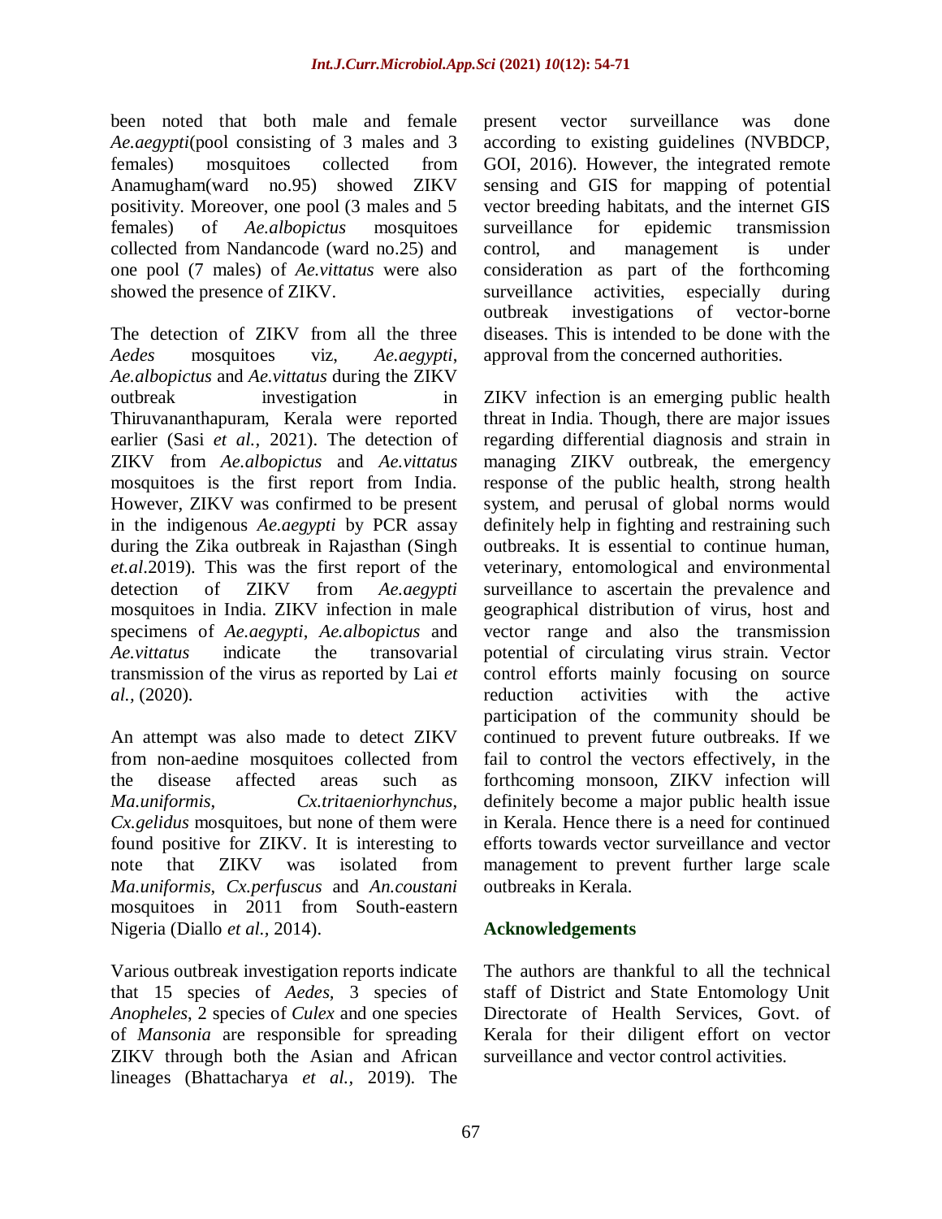been noted that both male and female *Ae.aegypti*(pool consisting of 3 males and 3 females) mosquitoes collected from Anamugham(ward no.95) showed ZIKV positivity. Moreover, one pool (3 males and 5 females) of *Ae.albopictus* mosquitoes collected from Nandancode (ward no.25) and one pool (7 males) of *Ae.vittatus* were also showed the presence of ZIKV.

The detection of ZIKV from all the three *Aedes* mosquitoes viz, *Ae.aegypti*, *Ae.albopictus* and *Ae.vittatus* during the ZIKV outbreak investigation in Thiruvananthapuram, Kerala were reported earlier (Sasi *et al.,* 2021). The detection of ZIKV from *Ae.albopictus* and *Ae.vittatus* mosquitoes is the first report from India. However, ZIKV was confirmed to be present in the indigenous *Ae.aegypti* by PCR assay during the Zika outbreak in Rajasthan (Singh *et.al*.2019). This was the first report of the detection of ZIKV from *Ae.aegypti* mosquitoes in India. ZIKV infection in male specimens of *Ae.aegypti*, *Ae.albopictus* and *Ae.vittatus* indicate the transovarial transmission of the virus as reported by Lai *et al.,* (2020).

An attempt was also made to detect ZIKV from non-aedine mosquitoes collected from the disease affected areas such as *Ma.uniformis*, *Cx.tritaeniorhynchus*, *Cx.gelidus* mosquitoes, but none of them were found positive for ZIKV. It is interesting to note that ZIKV was isolated from *Ma.uniformis*, *Cx.perfuscus* and *An.coustani* mosquitoes in 2011 from South-eastern Nigeria (Diallo *et al.,* 2014).

Various outbreak investigation reports indicate that 15 species of *Aedes*, 3 species of *Anopheles*, 2 species of *Culex* and one species of *Mansonia* are responsible for spreading ZIKV through both the Asian and African lineages (Bhattacharya *et al.,* 2019). The present vector surveillance was done according to existing guidelines (NVBDCP, GOI, 2016). However, the integrated remote sensing and GIS for mapping of potential vector breeding habitats, and the internet GIS surveillance for epidemic transmission control, and management is under consideration as part of the forthcoming surveillance activities, especially during outbreak investigations of vector-borne diseases. This is intended to be done with the approval from the concerned authorities.

ZIKV infection is an emerging public health threat in India. Though, there are major issues regarding differential diagnosis and strain in managing ZIKV outbreak, the emergency response of the public health, strong health system, and perusal of global norms would definitely help in fighting and restraining such outbreaks. It is essential to continue human, veterinary, entomological and environmental surveillance to ascertain the prevalence and geographical distribution of virus, host and vector range and also the transmission potential of circulating virus strain. Vector control efforts mainly focusing on source reduction activities with the active participation of the community should be continued to prevent future outbreaks. If we fail to control the vectors effectively, in the forthcoming monsoon, ZIKV infection will definitely become a major public health issue in Kerala. Hence there is a need for continued efforts towards vector surveillance and vector management to prevent further large scale outbreaks in Kerala.

## Acknowledgements

The authors are thankful to all the technical staff of District and State Entomology Unit Directorate of Health Services, Govt. of Kerala for their diligent effort on vector surveillance and vector control activities.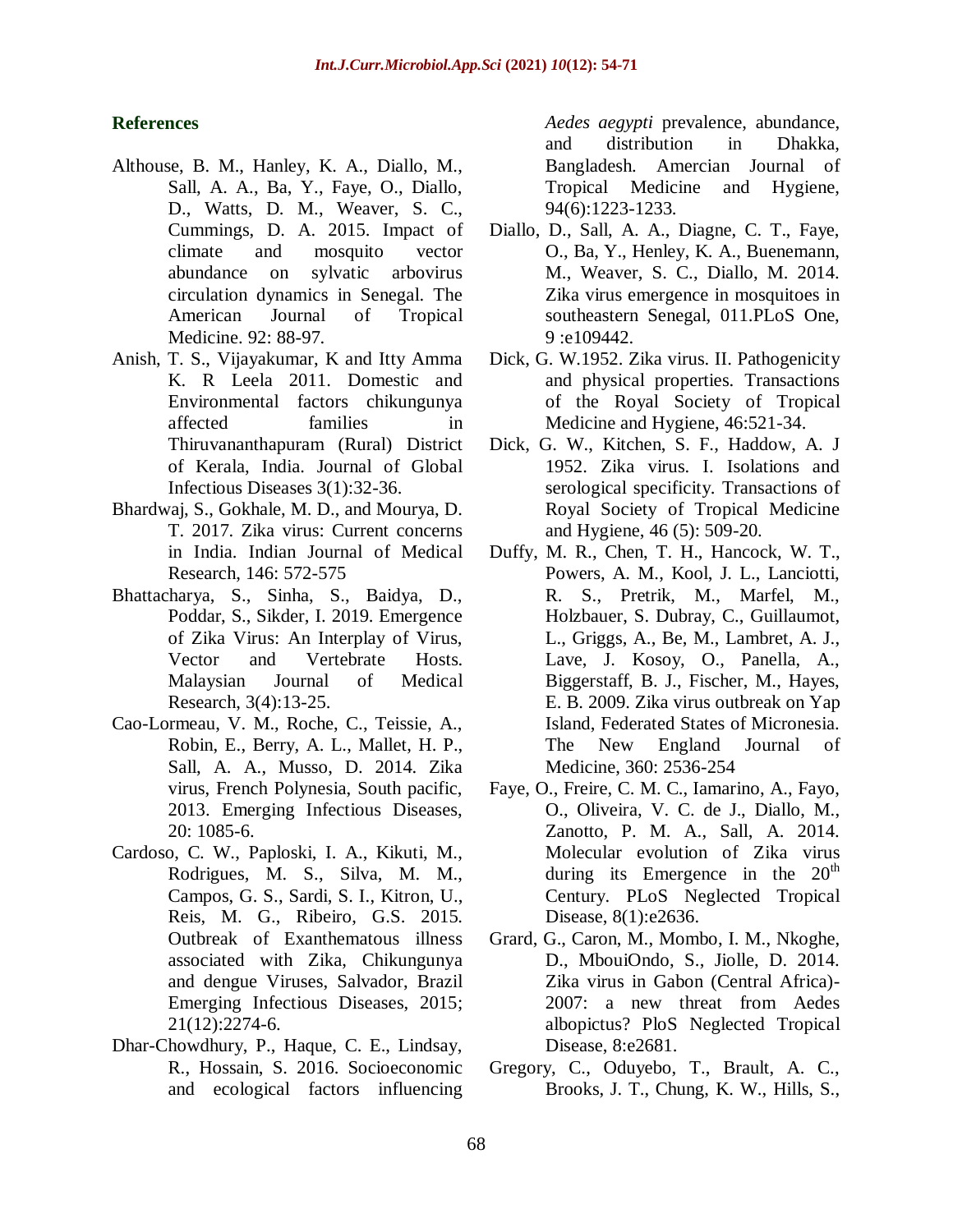## References

Althouse, B. M., Hanley, K. A., Diallo, M., Sall, A. A., Ba, Y., Faye, O., Diallo, D., Watts, D. M., Weaver, S. C., Cummings, D. A. 2015. Impact of climate and mosquito vector abundance on sylvatic arbovirus circulation dynamics in Senegal. The American Journal of Tropical Medicine. 92: 88-97.

Anish, T. S., Vijayakumar, K and Itty Amma K. R Leela 2011. Domestic and Environmental factors chikungunya affected families in Thiruvananthapuram (Rural) District of Kerala, India. Journal of Global Infectious Diseases 3(1):32-36.

Bhardwaj, S., Gokhale, M. D., and Mourya, D. T. 2017. Zika virus: Current concerns in India. Indian Journal of Medical Research, 146: 572-575

Bhattacharya, S., Sinha, S., Baidya, D., Poddar, S., Sikder, I. 2019. Emergence of Zika Virus: An Interplay of Virus, Vector and Vertebrate Hosts. Malaysian Journal of Medical Research, 3(4):13-25.

Cao-Lormeau, V. M., Roche, C., Teissie, A., Robin, E., Berry, A. L., Mallet, H. P., Sall, A. A., Musso, D. 2014. Zika virus, French Polynesia, South pacific, 2013. Emerging Infectious Diseases, 20: 1085-6.

Cardoso, C. W., Paploski, I. A., Kikuti, M., Rodrigues, M. S., Silva, M. M., Campos, G. S., Sardi, S. I., Kitron, U., Reis, M. G., Ribeiro, G.S. 2015. Outbreak of Exanthematous illness associated with Zika, Chikungunya and dengue Viruses, Salvador, Brazil Emerging Infectious Diseases, 2015; 21(12):2274-6.

Dhar-Chowdhury, P., Haque, C. E., Lindsay, R., Hossain, S. 2016. Socioeconomic and ecological factors influencing *Aedes aegypti* prevalence, abundance, and distribution in Dhakka, Bangladesh. Amercian Journal of Tropical Medicine and Hygiene, 94(6):1223-1233.

Diallo, D., Sall, A. A., Diagne, C. T., Faye, O., Ba, Y., Henley, K. A., Buenemann, M., Weaver, S. C., Diallo, M. 2014. Zika virus emergence in mosquitoes in southeastern Senegal, 011.PLoS One, 9 :e109442.

Dick, G. W.1952. Zika virus. II. Pathogenicity and physical properties. Transactions of the Royal Society of Tropical Medicine and Hygiene, 46:521-34.

Dick, G. W., Kitchen, S. F., Haddow, A. J 1952. Zika virus. I. Isolations and serological specificity. Transactions of Royal Society of Tropical Medicine and Hygiene, 46 (5): 509-20.

Duffy, M. R., Chen, T. H., Hancock, W. T., Powers, A. M., Kool, J. L., Lanciotti, R. S., Pretrik, M., Marfel, M., Holzbauer, S. Dubray, C., Guillaumot, L., Griggs, A., Be, M., Lambret, A. J., Lave, J. Kosoy, O., Panella, A., Biggerstaff, B. J., Fischer, M., Hayes, E. B. 2009. Zika virus outbreak on Yap Island, Federated States of Micronesia. The New England Journal of Medicine, 360: 2536-254

Faye, O., Freire, C. M. C., Iamarino, A., Fayo, O., Oliveira, V. C. de J., Diallo, M., Zanotto, P. M. A., Sall, A. 2014. Molecular evolution of Zika virus during its Emergence in the 20th Century. PLoS Neglected Tropical Disease, 8(1):e2636.

Grard, G., Caron, M., Mombo, I. M., Nkoghe, D., MbouiOndo, S., Jiolle, D. 2014. Zika virus in Gabon (Central Africa)-2007: a new threat from Aedes albopictus? PloS Neglected Tropical Disease, 8:e2681.

Gregory, C., Oduyebo, T., Brault, A. C., Brooks, J. T., Chung, K. W., Hills, S.,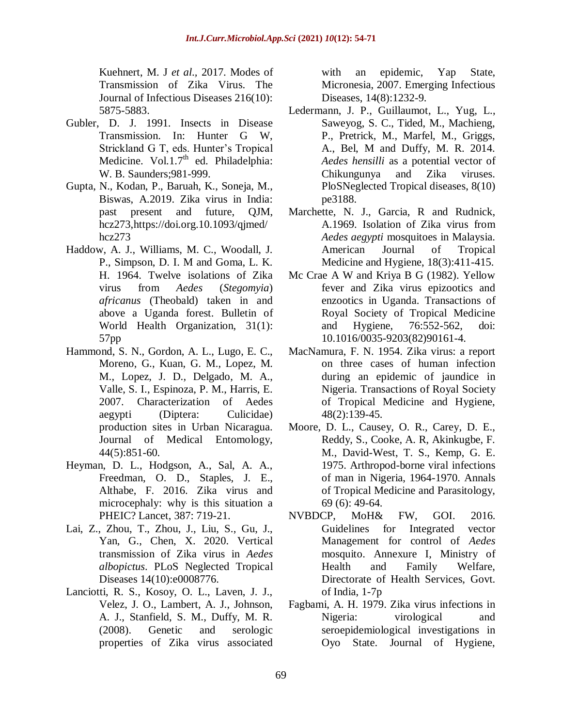Kuehnert, M. J *et al.*, 2017. Modes of Transmission of Zika Virus. The Journal of Infectious Diseases 216(10): 5875-5883.

Gubler, D. J. 1991. Insects in Disease Transmission. In: Hunter G W, Strickland G T, eds. Hunter's Tropical Medicine. Vol.1.7th ed. Philadelphia: W. B. Saunders;981-999.

Gupta, N., Kodan, P., Baruah, K., Soneja, M., Biswas, A.2019. Zika virus in India: past present and future, QJM, hcz273,https://doi.org.10.1093/qjmed/hcz273

Haddow, A. J., Williams, M. C., Woodall, J. P., Simpson, D. I. M and Goma, L. K. H. 1964. Twelve isolations of Zika virus from *Aedes* (*Stegomyia*) *africanus* (Theobald) taken in and above a Uganda forest. Bulletin of World Health Organization, 31(1): 57pp

Hammond, S. N., Gordon, A. L., Lugo, E. C., Moreno, G., Kuan, G. M., Lopez, M. M., Lopez, J. D., Delgado, M. A., Valle, S. I., Espinoza, P. M., Harris, E. 2007. Characterization of Aedes aegypti (Diptera: Culicidae) production sites in Urban Nicaragua. Journal of Medical Entomology, 44(5):851-60.

Heyman, D. L., Hodgson, A., Sal, A. A., Freedman, O. D., Staples, J. E., Althabe, F. 2016. Zika virus and microcephaly: why is this situation a PHEIC? Lancet, 387: 719-21.

Lai, Z., Zhou, T., Zhou, J., Liu, S., Gu, J., Yan, G., Chen, X. 2020. Vertical transmission of Zika virus in *Aedes albopictus*. PLoS Neglected Tropical Diseases 14(10):e0008776.

Lanciotti, R. S., Kosoy, O. L., Laven, J. J., Velez, J. O., Lambert, A. J., Johnson, A. J., Stanfield, S. M., Duffy, M. R. (2008). Genetic and serologic properties of Zika virus associated with an epidemic, Yap State, Micronesia, 2007. Emerging Infectious Diseases, 14(8):1232-9.

Ledermann, J. P., Guillaumot, L., Yug, L., Saweyog, S. C., Tided, M., Machieng, P., Pretrick, M., Marfel, M., Griggs, A., Bel, M and Duffy, M. R. 2014. *Aedes hensilli* as a potential vector of Chikungunya and Zika viruses. PloSNeglected Tropical diseases, 8(10) pe3188.

Marchette, N. J., Garcia, R and Rudnick, A.1969. Isolation of Zika virus from *Aedes aegypti* mosquitoes in Malaysia. American Journal of Tropical Medicine and Hygiene, 18(3):411-415.

Mc Crae A W and Kriya B G (1982). Yellow fever and Zika virus epizootics and enzootics in Uganda. Transactions of Royal Society of Tropical Medicine and Hygiene, 76:552-562, doi: 10.1016/0035-9203(82)90161-4.

MacNamura, F. N. 1954. Zika virus: a report on three cases of human infection during an epidemic of jaundice in Nigeria. Transactions of Royal Society of Tropical Medicine and Hygiene, 48(2):139-45.

Moore, D. L., Causey, O. R., Carey, D. E., Reddy, S., Cooke, A. R, Akinkugbe, F. M., David-West, T. S., Kemp, G. E. 1975. Arthropod-borne viral infections of man in Nigeria, 1964-1970. Annals of Tropical Medicine and Parasitology, 69 (6): 49-64.

NVBDCP, MoH& FW, GOI. 2016. Guidelines for Integrated vector Management for control of *Aedes* mosquito. Annexure I, Ministry of Health and Family Welfare, Directorate of Health Services, Govt. of India, 1-7p

Fagbami, A. H. 1979. Zika virus infections in Nigeria: virological and seroepidemiological investigations in Oyo State. Journal of Hygiene,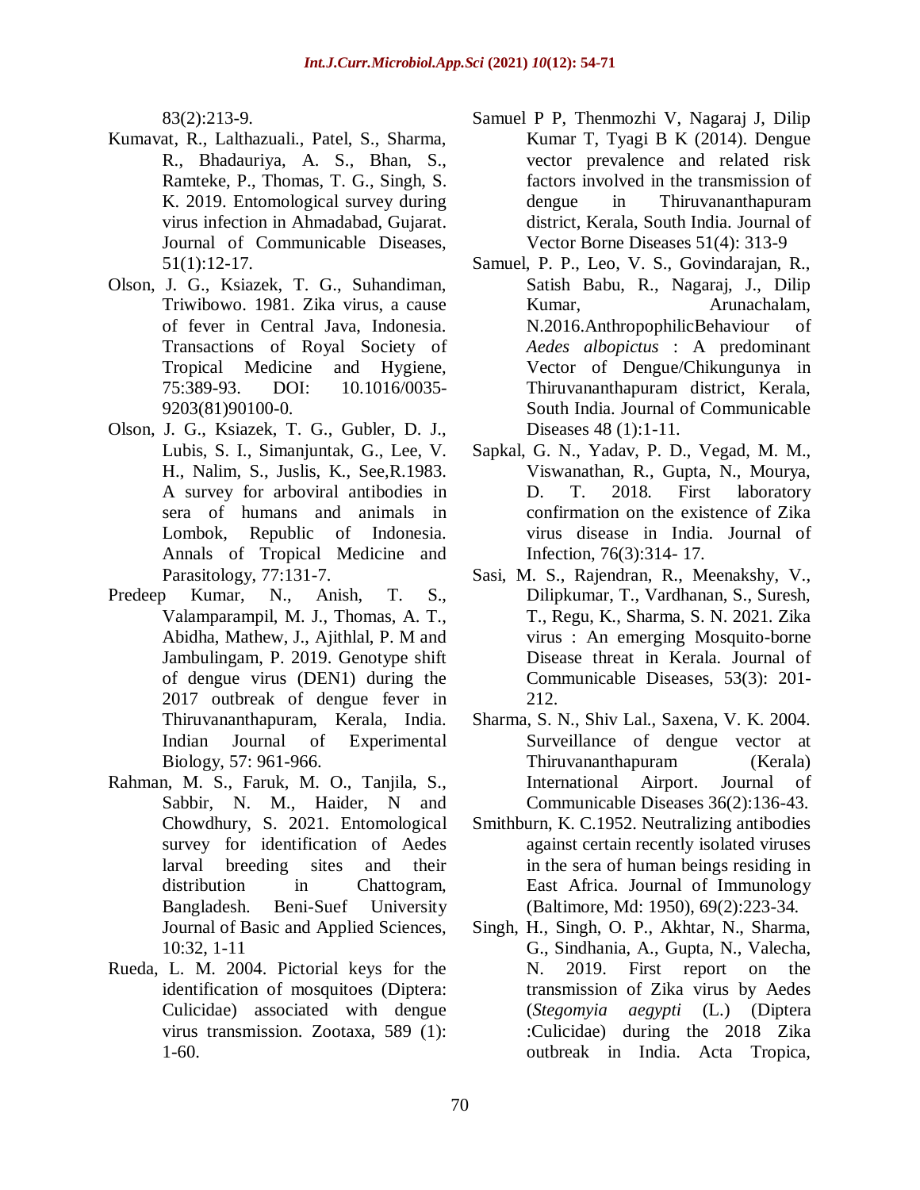83(2):213-9.

Kumavat, R., Lalthazuali., Patel, S., Sharma, R., Bhadauriya, A. S., Bhan, S., Ramteke, P., Thomas, T. G., Singh, S. K. 2019. Entomological survey during virus infection in Ahmadabad, Gujarat. Journal of Communicable Diseases, 51(1):12-17.

Olson, J. G., Ksiazek, T. G., Suhandiman, Triwibowo. 1981. Zika virus, a cause of fever in Central Java, Indonesia. Transactions of Royal Society of Tropical Medicine and Hygiene, 75:389-93. DOI: 10.1016/0035-9203(81)90100-0.

Olson, J. G., Ksiazek, T. G., Gubler, D. J., Lubis, S. I., Simanjuntak, G., Lee, V. H., Nalim, S., Juslis, K., See,R.1983. A survey for arboviral antibodies in sera of humans and animals in Lombok, Republic of Indonesia. Annals of Tropical Medicine and Parasitology, 77:131-7.

Predeep Kumar, N., Anish, T. S., Valamparampil, M. J., Thomas, A. T., Abidha, Mathew, J., Ajithlal, P. M and Jambulingam, P. 2019. Genotype shift of dengue virus (DEN1) during the 2017 outbreak of dengue fever in Thiruvananthapuram, Kerala, India. Indian Journal of Experimental Biology, 57: 961-966.

Rahman, M. S., Faruk, M. O., Tanjila, S., Sabbir, N. M., Haider, N and Chowdhury, S. 2021. Entomological survey for identification of Aedes larval breeding sites and their distribution in Chattogram, Bangladesh. Beni-Suef University Journal of Basic and Applied Sciences, 10:32, 1-11

Rueda, L. M. 2004. Pictorial keys for the identification of mosquitoes (Diptera: Culicidae) associated with dengue virus transmission. Zootaxa, 589 (1): 1-60.

Samuel P P, Thenmozhi V, Nagaraj J, Dilip Kumar T, Tyagi B K (2014). Dengue vector prevalence and related risk factors involved in the transmission of dengue in Thiruvananthapuram district, Kerala, South India. Journal of Vector Borne Diseases 51(4): 313-9

Samuel, P. P., Leo, V. S., Govindarajan, R., Satish Babu, R., Nagaraj, J., Dilip Kumar, Arunachalam, N.2016.AnthropophilicBehaviour of *Aedes albopictus* : A predominant Vector of Dengue/Chikungunya in Thiruvananthapuram district, Kerala, South India. Journal of Communicable Diseases 48 (1):1-11.

Sapkal, G. N., Yadav, P. D., Vegad, M. M., Viswanathan, R., Gupta, N., Mourya, D. T. 2018. First laboratory confirmation on the existence of Zika virus disease in India. Journal of Infection, 76(3):314- 17.

Sasi, M. S., Rajendran, R., Meenakshy, V., Dilipkumar, T., Vardhanan, S., Suresh, T., Regu, K., Sharma, S. N. 2021. Zika virus : An emerging Mosquito-borne Disease threat in Kerala. Journal of Communicable Diseases, 53(3): 201-212.

Sharma, S. N., Shiv Lal., Saxena, V. K. 2004. Surveillance of dengue vector at Thiruvananthapuram (Kerala) International Airport. Journal of Communicable Diseases 36(2):136-43.

Smithburn, K. C.1952. Neutralizing antibodies against certain recently isolated viruses in the sera of human beings residing in East Africa. Journal of Immunology (Baltimore, Md: 1950), 69(2):223-34.

Singh, H., Singh, O. P., Akhtar, N., Sharma, G., Sindhania, A., Gupta, N., Valecha, N. 2019. First report on the transmission of Zika virus by Aedes (*Stegomyia aegypti* (L.) (Diptera :Culicidae) during the 2018 Zika outbreak in India. Acta Tropica,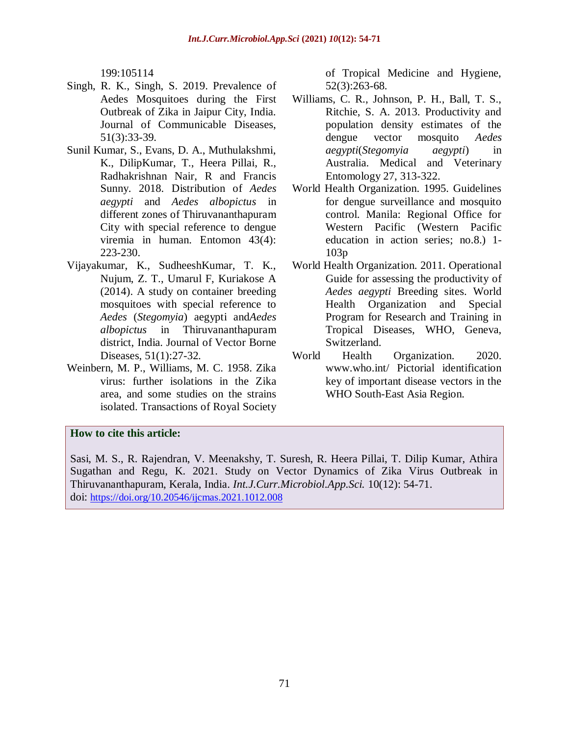199:105114

Singh, R. K., Singh, S. 2019. Prevalence of Aedes Mosquitoes during the First Outbreak of Zika in Jaipur City, India. Journal of Communicable Diseases, 51(3):33-39.

Sunil Kumar, S., Evans, D. A., Muthulakshmi, K., DilipKumar, T., Heera Pillai, R., Radhakrishnan Nair, R and Francis Sunny. 2018. Distribution of *Aedes aegypti* and *Aedes albopictus* in different zones of Thiruvananthapuram City with special reference to dengue viremia in human. Entomon 43(4): 223-230.

Vijayakumar, K., SudheeshKumar, T. K., Nujum, Z. T., Umarul F, Kuriakose A (2014). A study on container breeding mosquitoes with special reference to *Aedes* (*Stegomyia*) aegypti and*Aedes albopictus* in Thiruvananthapuram district, India. Journal of Vector Borne Diseases, 51(1):27-32.

Weinbern, M. P., Williams, M. C. 1958. Zika virus: further isolations in the Zika area, and some studies on the strains isolated. Transactions of Royal Society of Tropical Medicine and Hygiene, 52(3):263-68.

Williams, C. R., Johnson, P. H., Ball, T. S., Ritchie, S. A. 2013. Productivity and population density estimates of the dengue vector mosquito *Aedes aegypti*(*Stegomyia aegypti*) in Australia. Medical and Veterinary Entomology 27, 313-322.

World Health Organization. 1995. Guidelines for dengue surveillance and mosquito control. Manila: Regional Office for Western Pacific (Western Pacific education in action series; no.8.) 1-103p

World Health Organization. 2011. Operational Guide for assessing the productivity of *Aedes aegypti* Breeding sites. World Health Organization and Special Program for Research and Training in Tropical Diseases, WHO, Geneva, Switzerland.

World Health Organization. 2020. www.who.int/ Pictorial identification key of important disease vectors in the WHO South-East Asia Region.

**How to cite this article:**

Sasi, M. S., R. Rajendran, V. Meenakshy, T. Suresh, R. Heera Pillai, T. Dilip Kumar, Athira Sugathan and Regu, K. 2021. Study on Vector Dynamics of Zika Virus Outbreak in Thiruvananthapuram, Kerala, India. *Int.J.Curr.Microbiol.App.Sci.* 10(12): 54-71.
doi: https://doi.org/10.20546/ijcmas.2021.1012.008